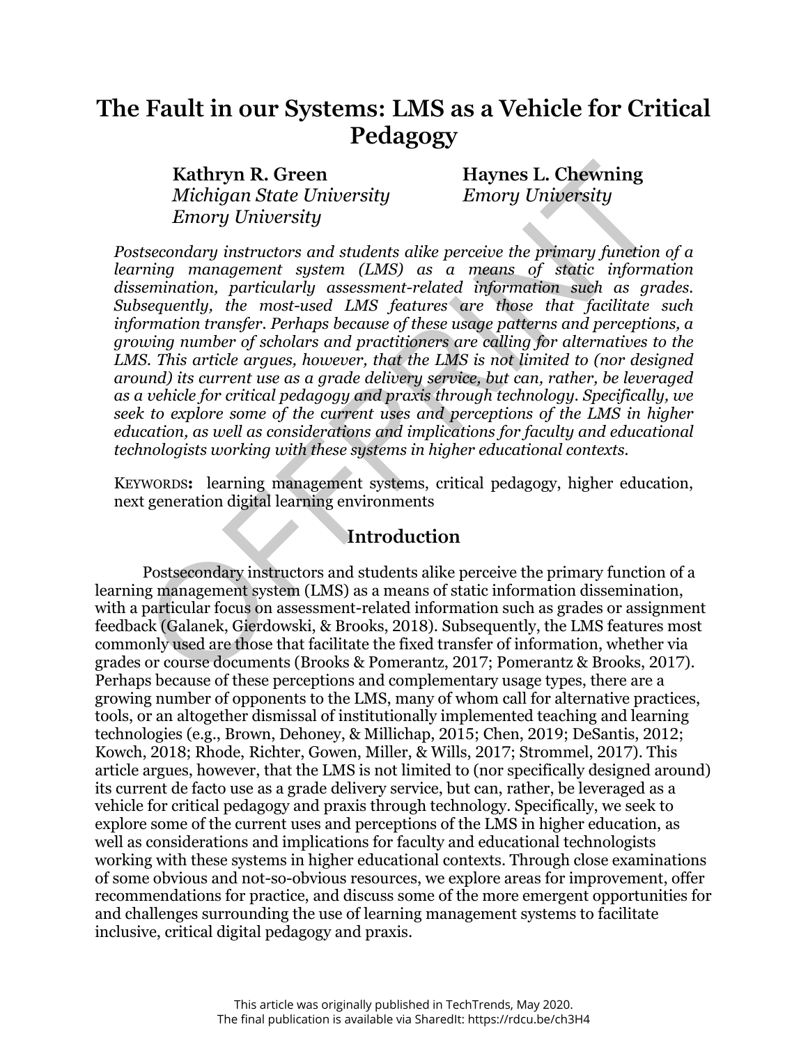# The Fault in our Systems: LMS as a Vehicle for Critical Pedagogy

**Kathryn R. Green**
*Michigan State University*
*Emory University*

**Haynes L. Chewning**
*Emory University*

*Postsecondary instructors and students alike perceive the primary function of a learning management system (LMS) as a means of static information dissemination, particularly assessment-related information such as grades. Subsequently, the most-used LMS features are those that facilitate such information transfer. Perhaps because of these usage patterns and perceptions, a growing number of scholars and practitioners are calling for alternatives to the LMS. This article argues, however, that the LMS is not limited to (nor designed around) its current use as a grade delivery service, but can, rather, be leveraged as a vehicle for critical pedagogy and praxis through technology. Specifically, we seek to explore some of the current uses and perceptions of the LMS in higher education, as well as considerations and implications for faculty and educational technologists working with these systems in higher educational contexts.*

KEYWORDS**:** learning management systems, critical pedagogy, higher education, next generation digital learning environments

## Introduction

Postsecondary instructors and students alike perceive the primary function of a learning management system (LMS) as a means of static information dissemination, with a particular focus on assessment-related information such as grades or assignment feedback (Galanek, Gierdowski, & Brooks, 2018). Subsequently, the LMS features most commonly used are those that facilitate the fixed transfer of information, whether via grades or course documents (Brooks & Pomerantz, 2017; Pomerantz & Brooks, 2017). Perhaps because of these perceptions and complementary usage types, there are a growing number of opponents to the LMS, many of whom call for alternative practices, tools, or an altogether dismissal of institutionally implemented teaching and learning technologies (e.g., Brown, Dehoney, & Millichap, 2015; Chen, 2019; DeSantis, 2012; Kowch, 2018; Rhode, Richter, Gowen, Miller, & Wills, 2017; Strommel, 2017). This article argues, however, that the LMS is not limited to (nor specifically designed around) its current de facto use as a grade delivery service, but can, rather, be leveraged as a vehicle for critical pedagogy and praxis through technology. Specifically, we seek to explore some of the current uses and perceptions of the LMS in higher education, as well as considerations and implications for faculty and educational technologists working with these systems in higher educational contexts. Through close examinations of some obvious and not-so-obvious resources, we explore areas for improvement, offer recommendations for practice, and discuss some of the more emergent opportunities for and challenges surrounding the use of learning management systems to facilitate inclusive, critical digital pedagogy and praxis.

This article was originally published in TechTrends, May 2020.
The final publication is available via SharedIt: https://rdcu.be/ch3H4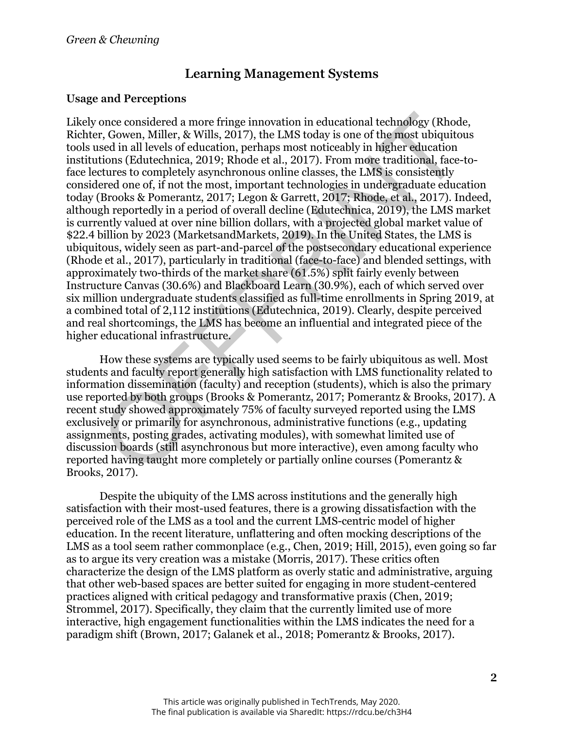## Learning Management Systems

### Usage and Perceptions

Likely once considered a more fringe innovation in educational technology (Rhode, Richter, Gowen, Miller, & Wills, 2017), the LMS today is one of the most ubiquitous tools used in all levels of education, perhaps most noticeably in higher education institutions (Edutechnica, 2019; Rhode et al., 2017). From more traditional, face-to-face lectures to completely asynchronous online classes, the LMS is consistently considered one of, if not the most, important technologies in undergraduate education today (Brooks & Pomerantz, 2017; Legon & Garrett, 2017; Rhode, et al., 2017). Indeed, although reportedly in a period of overall decline (Edutechnica, 2019), the LMS market is currently valued at over nine billion dollars, with a projected global market value of $22.4 billion by 2023 (MarketsandMarkets, 2019). In the United States, the LMS is ubiquitous, widely seen as part-and-parcel of the postsecondary educational experience (Rhode et al., 2017), particularly in traditional (face-to-face) and blended settings, with approximately two-thirds of the market share (61.5%) split fairly evenly between Instructure Canvas (30.6%) and Blackboard Learn (30.9%), each of which served over six million undergraduate students classified as full-time enrollments in Spring 2019, at a combined total of 2,112 institutions (Edutechnica, 2019). Clearly, despite perceived and real shortcomings, the LMS has become an influential and integrated piece of the higher educational infrastructure.

How these systems are typically used seems to be fairly ubiquitous as well. Most students and faculty report generally high satisfaction with LMS functionality related to information dissemination (faculty) and reception (students), which is also the primary use reported by both groups (Brooks & Pomerantz, 2017; Pomerantz & Brooks, 2017). A recent study showed approximately 75% of faculty surveyed reported using the LMS exclusively or primarily for asynchronous, administrative functions (e.g., updating assignments, posting grades, activating modules), with somewhat limited use of discussion boards (still asynchronous but more interactive), even among faculty who reported having taught more completely or partially online courses (Pomerantz & Brooks, 2017).

Despite the ubiquity of the LMS across institutions and the generally high satisfaction with their most-used features, there is a growing dissatisfaction with the perceived role of the LMS as a tool and the current LMS-centric model of higher education. In the recent literature, unflattering and often mocking descriptions of the LMS as a tool seem rather commonplace (e.g., Chen, 2019; Hill, 2015), even going so far as to argue its very creation was a mistake (Morris, 2017). These critics often characterize the design of the LMS platform as overly static and administrative, arguing that other web-based spaces are better suited for engaging in more student-centered practices aligned with critical pedagogy and transformative praxis (Chen, 2019; Strommel, 2017). Specifically, they claim that the currently limited use of more interactive, high engagement functionalities within the LMS indicates the need for a paradigm shift (Brown, 2017; Galanek et al., 2018; Pomerantz & Brooks, 2017).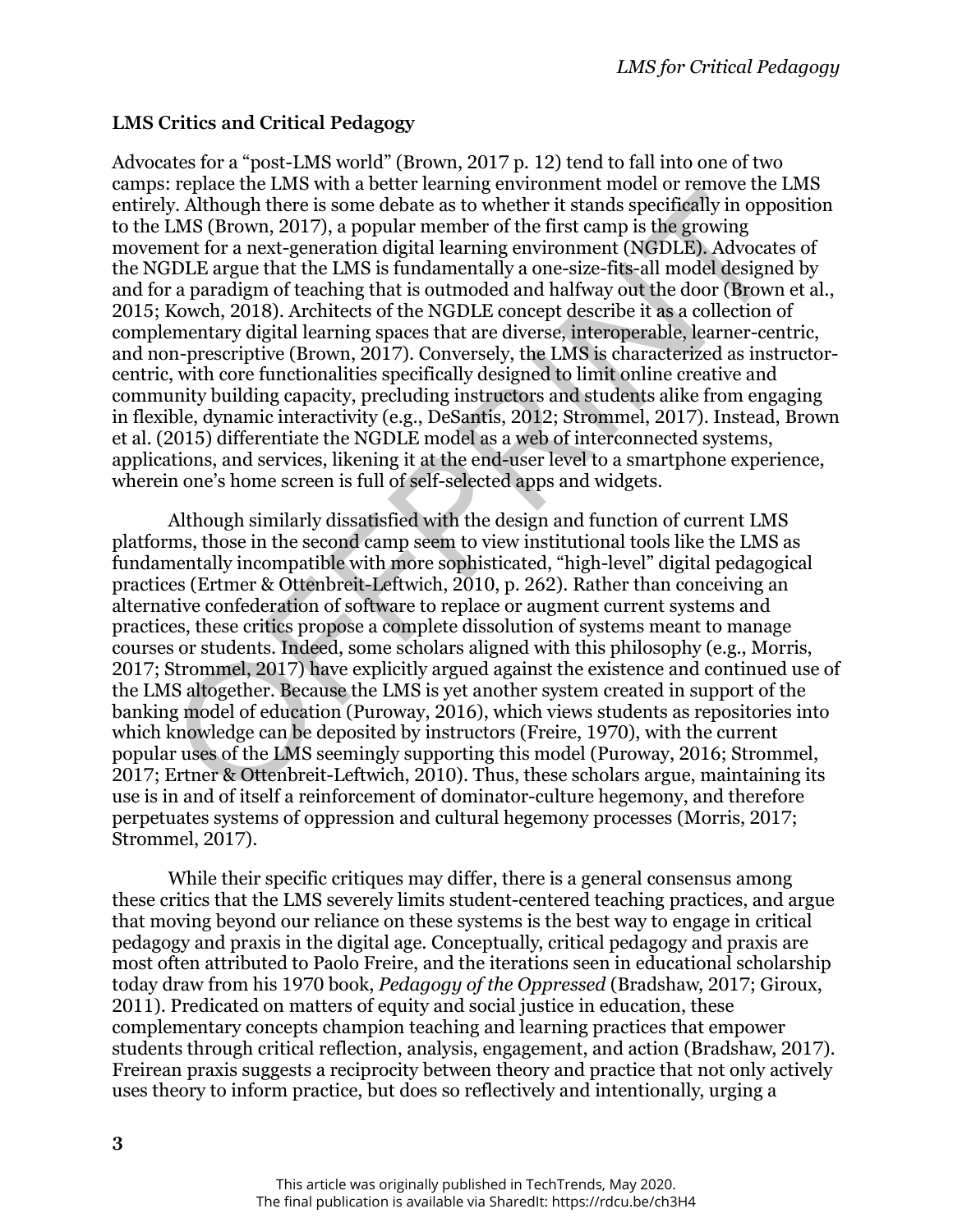**LMS Critics and Critical Pedagogy**

Advocates for a "post-LMS world" (Brown, 2017 p. 12) tend to fall into one of two camps: replace the LMS with a better learning environment model or remove the LMS entirely. Although there is some debate as to whether it stands specifically in opposition to the LMS (Brown, 2017), a popular member of the first camp is the growing movement for a next-generation digital learning environment (NGDLE). Advocates of the NGDLE argue that the LMS is fundamentally a one-size-fits-all model designed by and for a paradigm of teaching that is outmoded and halfway out the door (Brown et al., 2015; Kowch, 2018). Architects of the NGDLE concept describe it as a collection of complementary digital learning spaces that are diverse, interoperable, learner-centric, and non-prescriptive (Brown, 2017). Conversely, the LMS is characterized as instructor-centric, with core functionalities specifically designed to limit online creative and community building capacity, precluding instructors and students alike from engaging in flexible, dynamic interactivity (e.g., DeSantis, 2012; Strommel, 2017). Instead, Brown et al. (2015) differentiate the NGDLE model as a web of interconnected systems, applications, and services, likening it at the end-user level to a smartphone experience, wherein one's home screen is full of self-selected apps and widgets.

Although similarly dissatisfied with the design and function of current LMS platforms, those in the second camp seem to view institutional tools like the LMS as fundamentally incompatible with more sophisticated, "high-level" digital pedagogical practices (Ertmer & Ottenbreit-Leftwich, 2010, p. 262). Rather than conceiving an alternative confederation of software to replace or augment current systems and practices, these critics propose a complete dissolution of systems meant to manage courses or students. Indeed, some scholars aligned with this philosophy (e.g., Morris, 2017; Strommel, 2017) have explicitly argued against the existence and continued use of the LMS altogether. Because the LMS is yet another system created in support of the banking model of education (Puroway, 2016), which views students as repositories into which knowledge can be deposited by instructors (Freire, 1970), with the current popular uses of the LMS seemingly supporting this model (Puroway, 2016; Strommel, 2017; Ertner & Ottenbreit-Leftwich, 2010). Thus, these scholars argue, maintaining its use is in and of itself a reinforcement of dominator-culture hegemony, and therefore perpetuates systems of oppression and cultural hegemony processes (Morris, 2017; Strommel, 2017).

While their specific critiques may differ, there is a general consensus among these critics that the LMS severely limits student-centered teaching practices, and argue that moving beyond our reliance on these systems is the best way to engage in critical pedagogy and praxis in the digital age. Conceptually, critical pedagogy and praxis are most often attributed to Paolo Freire, and the iterations seen in educational scholarship today draw from his 1970 book, *Pedagogy of the Oppressed* (Bradshaw, 2017; Giroux, 2011). Predicated on matters of equity and social justice in education, these complementary concepts champion teaching and learning practices that empower students through critical reflection, analysis, engagement, and action (Bradshaw, 2017). Freirean praxis suggests a reciprocity between theory and practice that not only actively uses theory to inform practice, but does so reflectively and intentionally, urging a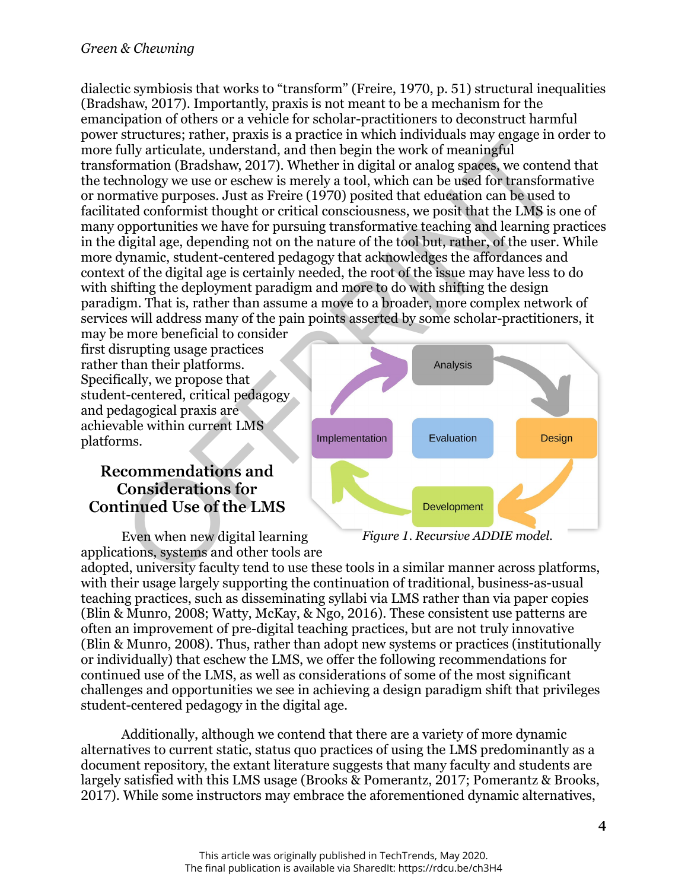dialectic symbiosis that works to "transform" (Freire, 1970, p. 51) structural inequalities (Bradshaw, 2017). Importantly, praxis is not meant to be a mechanism for the emancipation of others or a vehicle for scholar-practitioners to deconstruct harmful power structures; rather, praxis is a practice in which individuals may engage in order to more fully articulate, understand, and then begin the work of meaningful transformation (Bradshaw, 2017). Whether in digital or analog spaces, we contend that the technology we use or eschew is merely a tool, which can be used for transformative or normative purposes. Just as Freire (1970) posited that education can be used to facilitated conformist thought or critical consciousness, we posit that the LMS is one of many opportunities we have for pursuing transformative teaching and learning practices in the digital age, depending not on the nature of the tool but, rather, of the user. While more dynamic, student-centered pedagogy that acknowledges the affordances and context of the digital age is certainly needed, the root of the issue may have less to do with shifting the deployment paradigm and more to do with shifting the design paradigm. That is, rather than assume a move to a broader, more complex network of services will address many of the pain points asserted by some scholar-practitioners, it may be more beneficial to consider first disrupting usage practices rather than their platforms. Specifically, we propose that student-centered, critical pedagogy and pedagogical praxis are achievable within current LMS platforms.

Analysis → Design → Development → Implementation → Analysis (Evaluation at center)

*Figure 1*. Recursive ADDIE model.

## Recommendations and Considerations for Continued Use of the LMS

Even when new digital learning applications, systems and other tools are adopted, university faculty tend to use these tools in a similar manner across platforms, with their usage largely supporting the continuation of traditional, business-as-usual teaching practices, such as disseminating syllabi via LMS rather than via paper copies (Blin & Munro, 2008; Watty, McKay, & Ngo, 2016). These consistent use patterns are often an improvement of pre-digital teaching practices, but are not truly innovative (Blin & Munro, 2008). Thus, rather than adopt new systems or practices (institutionally or individually) that eschew the LMS, we offer the following recommendations for continued use of the LMS, as well as considerations of some of the most significant challenges and opportunities we see in achieving a design paradigm shift that privileges student-centered pedagogy in the digital age.

Additionally, although we contend that there are a variety of more dynamic alternatives to current static, status quo practices of using the LMS predominantly as a document repository, the extant literature suggests that many faculty and students are largely satisfied with this LMS usage (Brooks & Pomerantz, 2017; Pomerantz & Brooks, 2017). While some instructors may embrace the aforementioned dynamic alternatives,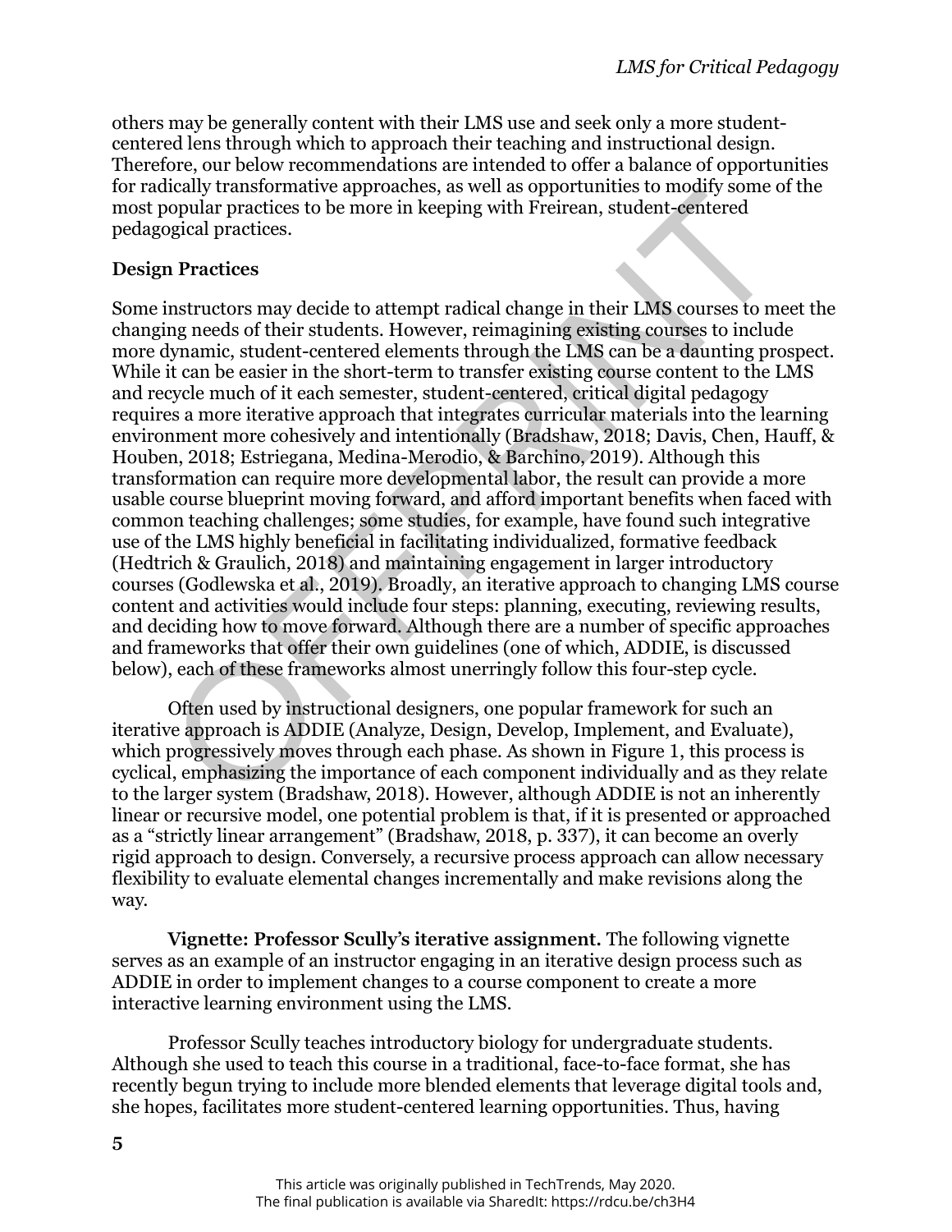others may be generally content with their LMS use and seek only a more student-centered lens through which to approach their teaching and instructional design. Therefore, our below recommendations are intended to offer a balance of opportunities for radically transformative approaches, as well as opportunities to modify some of the most popular practices to be more in keeping with Freirean, student-centered pedagogical practices.

### Design Practices

Some instructors may decide to attempt radical change in their LMS courses to meet the changing needs of their students. However, reimagining existing courses to include more dynamic, student-centered elements through the LMS can be a daunting prospect. While it can be easier in the short-term to transfer existing course content to the LMS and recycle much of it each semester, student-centered, critical digital pedagogy requires a more iterative approach that integrates curricular materials into the learning environment more cohesively and intentionally (Bradshaw, 2018; Davis, Chen, Hauff, & Houben, 2018; Estriegana, Medina-Merodio, & Barchino, 2019). Although this transformation can require more developmental labor, the result can provide a more usable course blueprint moving forward, and afford important benefits when faced with common teaching challenges; some studies, for example, have found such integrative use of the LMS highly beneficial in facilitating individualized, formative feedback (Hedtrich & Graulich, 2018) and maintaining engagement in larger introductory courses (Godlewska et al., 2019). Broadly, an iterative approach to changing LMS course content and activities would include four steps: planning, executing, reviewing results, and deciding how to move forward. Although there are a number of specific approaches and frameworks that offer their own guidelines (one of which, ADDIE, is discussed below), each of these frameworks almost unerringly follow this four-step cycle.

Often used by instructional designers, one popular framework for such an iterative approach is ADDIE (Analyze, Design, Develop, Implement, and Evaluate), which progressively moves through each phase. As shown in Figure 1, this process is cyclical, emphasizing the importance of each component individually and as they relate to the larger system (Bradshaw, 2018). However, although ADDIE is not an inherently linear or recursive model, one potential problem is that, if it is presented or approached as a "strictly linear arrangement" (Bradshaw, 2018, p. 337), it can become an overly rigid approach to design. Conversely, a recursive process approach can allow necessary flexibility to evaluate elemental changes incrementally and make revisions along the way.

**Vignette: Professor Scully's iterative assignment.** The following vignette serves as an example of an instructor engaging in an iterative design process such as ADDIE in order to implement changes to a course component to create a more interactive learning environment using the LMS.

Professor Scully teaches introductory biology for undergraduate students. Although she used to teach this course in a traditional, face-to-face format, she has recently begun trying to include more blended elements that leverage digital tools and, she hopes, facilitates more student-centered learning opportunities. Thus, having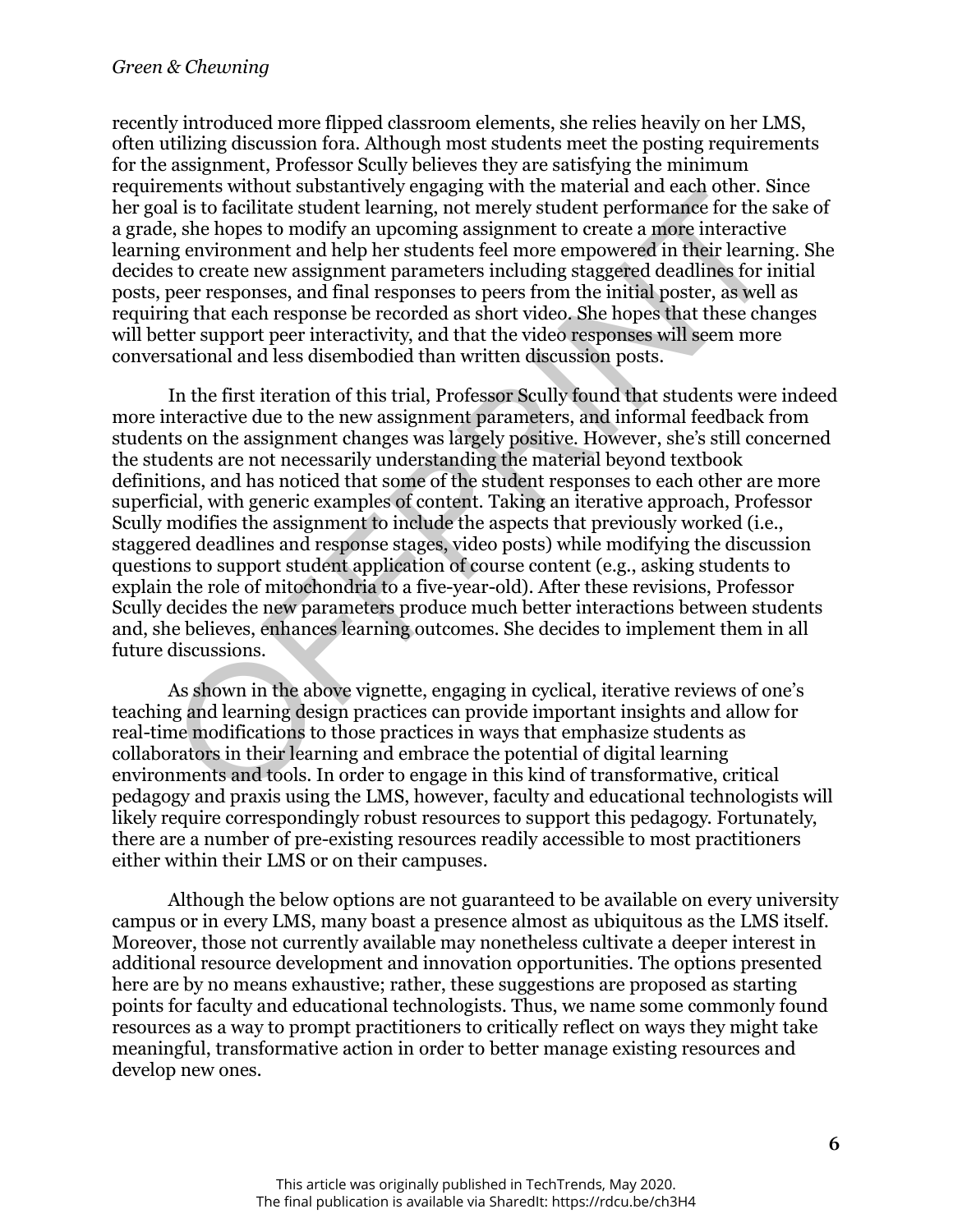recently introduced more flipped classroom elements, she relies heavily on her LMS, often utilizing discussion fora. Although most students meet the posting requirements for the assignment, Professor Scully believes they are satisfying the minimum requirements without substantively engaging with the material and each other. Since her goal is to facilitate student learning, not merely student performance for the sake of a grade, she hopes to modify an upcoming assignment to create a more interactive learning environment and help her students feel more empowered in their learning. She decides to create new assignment parameters including staggered deadlines for initial posts, peer responses, and final responses to peers from the initial poster, as well as requiring that each response be recorded as short video. She hopes that these changes will better support peer interactivity, and that the video responses will seem more conversational and less disembodied than written discussion posts.

In the first iteration of this trial, Professor Scully found that students were indeed more interactive due to the new assignment parameters, and informal feedback from students on the assignment changes was largely positive. However, she's still concerned the students are not necessarily understanding the material beyond textbook definitions, and has noticed that some of the student responses to each other are more superficial, with generic examples of content. Taking an iterative approach, Professor Scully modifies the assignment to include the aspects that previously worked (i.e., staggered deadlines and response stages, video posts) while modifying the discussion questions to support student application of course content (e.g., asking students to explain the role of mitochondria to a five-year-old). After these revisions, Professor Scully decides the new parameters produce much better interactions between students and, she believes, enhances learning outcomes. She decides to implement them in all future discussions.

As shown in the above vignette, engaging in cyclical, iterative reviews of one's teaching and learning design practices can provide important insights and allow for real-time modifications to those practices in ways that emphasize students as collaborators in their learning and embrace the potential of digital learning environments and tools. In order to engage in this kind of transformative, critical pedagogy and praxis using the LMS, however, faculty and educational technologists will likely require correspondingly robust resources to support this pedagogy. Fortunately, there are a number of pre-existing resources readily accessible to most practitioners either within their LMS or on their campuses.

Although the below options are not guaranteed to be available on every university campus or in every LMS, many boast a presence almost as ubiquitous as the LMS itself. Moreover, those not currently available may nonetheless cultivate a deeper interest in additional resource development and innovation opportunities. The options presented here are by no means exhaustive; rather, these suggestions are proposed as starting points for faculty and educational technologists. Thus, we name some commonly found resources as a way to prompt practitioners to critically reflect on ways they might take meaningful, transformative action in order to better manage existing resources and develop new ones.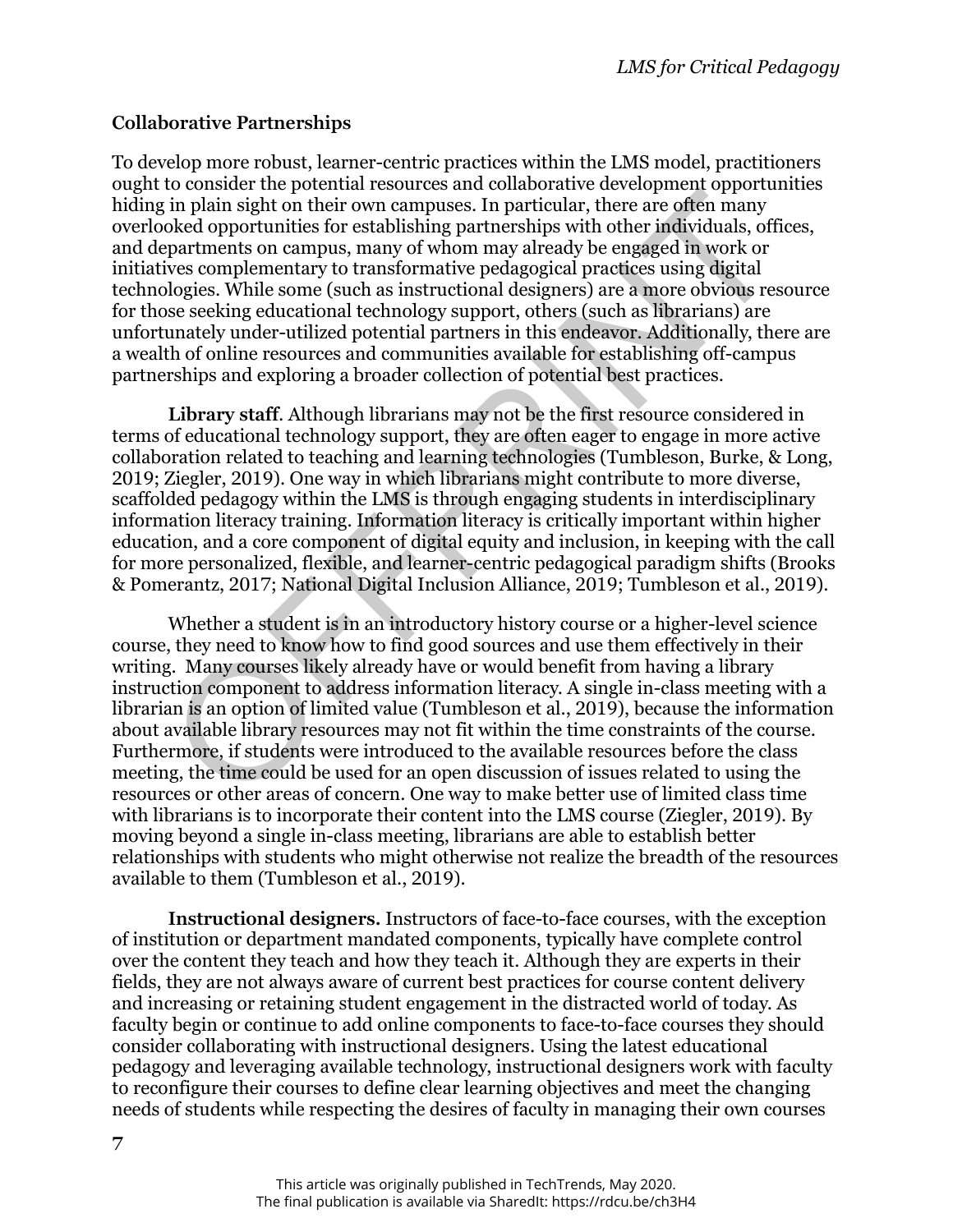## Collaborative Partnerships

To develop more robust, learner-centric practices within the LMS model, practitioners ought to consider the potential resources and collaborative development opportunities hiding in plain sight on their own campuses. In particular, there are often many overlooked opportunities for establishing partnerships with other individuals, offices, and departments on campus, many of whom may already be engaged in work or initiatives complementary to transformative pedagogical practices using digital technologies. While some (such as instructional designers) are a more obvious resource for those seeking educational technology support, others (such as librarians) are unfortunately under-utilized potential partners in this endeavor. Additionally, there are a wealth of online resources and communities available for establishing off-campus partnerships and exploring a broader collection of potential best practices.

**Library staff**. Although librarians may not be the first resource considered in terms of educational technology support, they are often eager to engage in more active collaboration related to teaching and learning technologies (Tumbleson, Burke, & Long, 2019; Ziegler, 2019). One way in which librarians might contribute to more diverse, scaffolded pedagogy within the LMS is through engaging students in interdisciplinary information literacy training. Information literacy is critically important within higher education, and a core component of digital equity and inclusion, in keeping with the call for more personalized, flexible, and learner-centric pedagogical paradigm shifts (Brooks & Pomerantz, 2017; National Digital Inclusion Alliance, 2019; Tumbleson et al., 2019).

Whether a student is in an introductory history course or a higher-level science course, they need to know how to find good sources and use them effectively in their writing. Many courses likely already have or would benefit from having a library instruction component to address information literacy. A single in-class meeting with a librarian is an option of limited value (Tumbleson et al., 2019), because the information about available library resources may not fit within the time constraints of the course. Furthermore, if students were introduced to the available resources before the class meeting, the time could be used for an open discussion of issues related to using the resources or other areas of concern. One way to make better use of limited class time with librarians is to incorporate their content into the LMS course (Ziegler, 2019). By moving beyond a single in-class meeting, librarians are able to establish better relationships with students who might otherwise not realize the breadth of the resources available to them (Tumbleson et al., 2019).

**Instructional designers.** Instructors of face-to-face courses, with the exception of institution or department mandated components, typically have complete control over the content they teach and how they teach it. Although they are experts in their fields, they are not always aware of current best practices for course content delivery and increasing or retaining student engagement in the distracted world of today. As faculty begin or continue to add online components to face-to-face courses they should consider collaborating with instructional designers. Using the latest educational pedagogy and leveraging available technology, instructional designers work with faculty to reconfigure their courses to define clear learning objectives and meet the changing needs of students while respecting the desires of faculty in managing their own courses

This article was originally published in TechTrends, May 2020.
The final publication is available via SharedIt: https://rdcu.be/ch3H4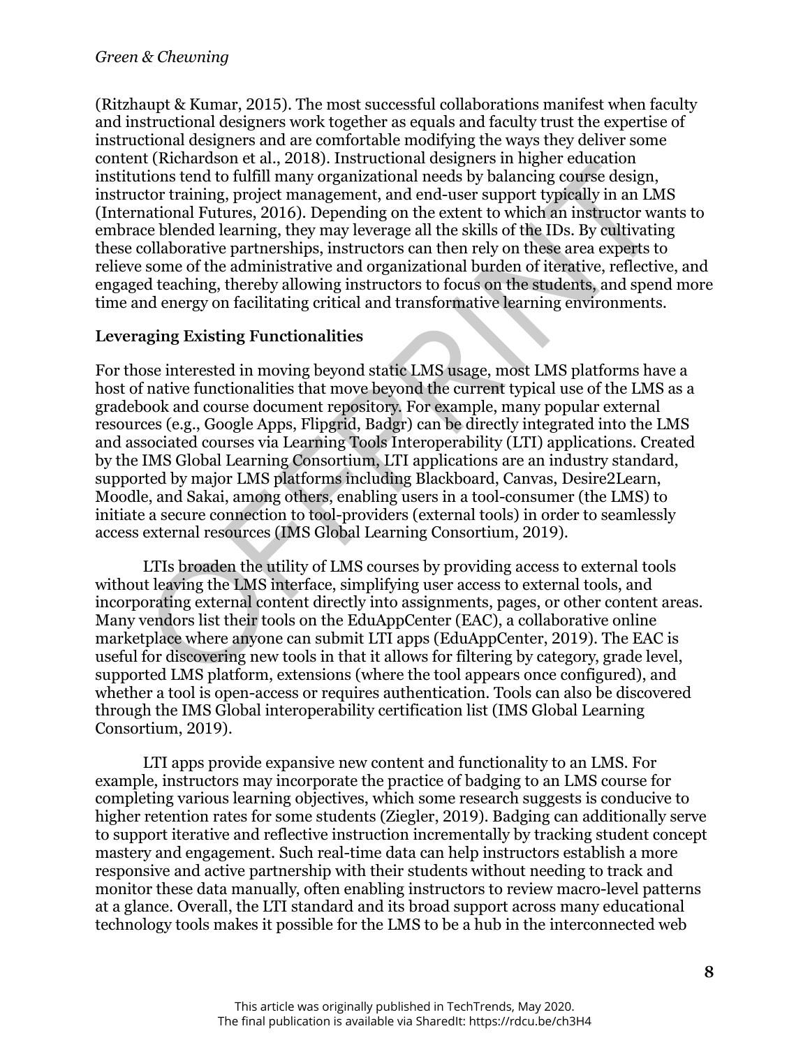(Ritzhaupt & Kumar, 2015). The most successful collaborations manifest when faculty and instructional designers work together as equals and faculty trust the expertise of instructional designers and are comfortable modifying the ways they deliver some content (Richardson et al., 2018). Instructional designers in higher education institutions tend to fulfill many organizational needs by balancing course design, instructor training, project management, and end-user support typically in an LMS (International Futures, 2016). Depending on the extent to which an instructor wants to embrace blended learning, they may leverage all the skills of the IDs. By cultivating these collaborative partnerships, instructors can then rely on these area experts to relieve some of the administrative and organizational burden of iterative, reflective, and engaged teaching, thereby allowing instructors to focus on the students, and spend more time and energy on facilitating critical and transformative learning environments.

**Leveraging Existing Functionalities**

For those interested in moving beyond static LMS usage, most LMS platforms have a host of native functionalities that move beyond the current typical use of the LMS as a gradebook and course document repository. For example, many popular external resources (e.g., Google Apps, Flipgrid, Badgr) can be directly integrated into the LMS and associated courses via Learning Tools Interoperability (LTI) applications. Created by the IMS Global Learning Consortium, LTI applications are an industry standard, supported by major LMS platforms including Blackboard, Canvas, Desire2Learn, Moodle, and Sakai, among others, enabling users in a tool-consumer (the LMS) to initiate a secure connection to tool-providers (external tools) in order to seamlessly access external resources (IMS Global Learning Consortium, 2019).

LTIs broaden the utility of LMS courses by providing access to external tools without leaving the LMS interface, simplifying user access to external tools, and incorporating external content directly into assignments, pages, or other content areas. Many vendors list their tools on the EduAppCenter (EAC), a collaborative online marketplace where anyone can submit LTI apps (EduAppCenter, 2019). The EAC is useful for discovering new tools in that it allows for filtering by category, grade level, supported LMS platform, extensions (where the tool appears once configured), and whether a tool is open-access or requires authentication. Tools can also be discovered through the IMS Global interoperability certification list (IMS Global Learning Consortium, 2019).

LTI apps provide expansive new content and functionality to an LMS. For example, instructors may incorporate the practice of badging to an LMS course for completing various learning objectives, which some research suggests is conducive to higher retention rates for some students (Ziegler, 2019). Badging can additionally serve to support iterative and reflective instruction incrementally by tracking student concept mastery and engagement. Such real-time data can help instructors establish a more responsive and active partnership with their students without needing to track and monitor these data manually, often enabling instructors to review macro-level patterns at a glance. Overall, the LTI standard and its broad support across many educational technology tools makes it possible for the LMS to be a hub in the interconnected web

This article was originally published in TechTrends, May 2020.
The final publication is available via SharedIt: https://rdcu.be/ch3H4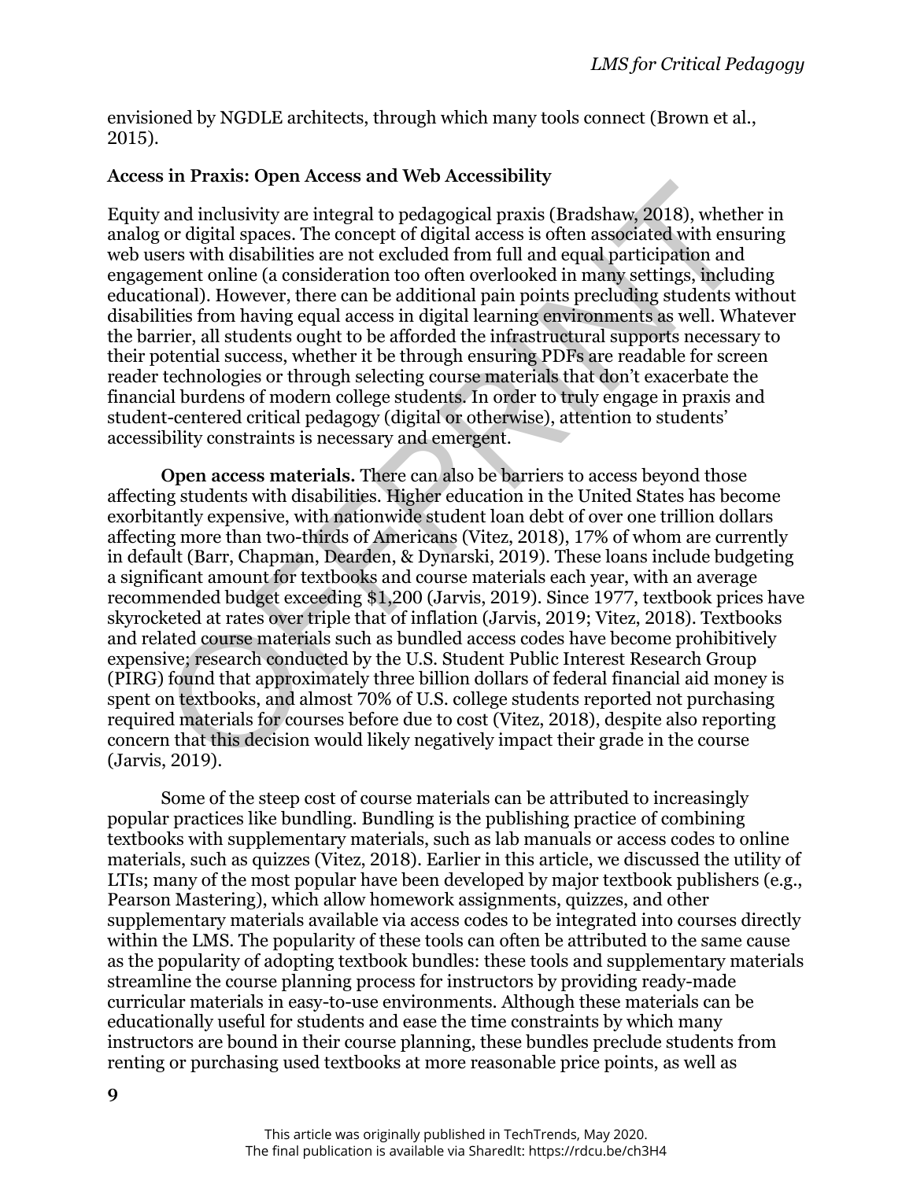envisioned by NGDLE architects, through which many tools connect (Brown et al., 2015).

**Access in Praxis: Open Access and Web Accessibility**

Equity and inclusivity are integral to pedagogical praxis (Bradshaw, 2018), whether in analog or digital spaces. The concept of digital access is often associated with ensuring web users with disabilities are not excluded from full and equal participation and engagement online (a consideration too often overlooked in many settings, including educational). However, there can be additional pain points precluding students without disabilities from having equal access in digital learning environments as well. Whatever the barrier, all students ought to be afforded the infrastructural supports necessary to their potential success, whether it be through ensuring PDFs are readable for screen reader technologies or through selecting course materials that don't exacerbate the financial burdens of modern college students. In order to truly engage in praxis and student-centered critical pedagogy (digital or otherwise), attention to students' accessibility constraints is necessary and emergent.

**Open access materials.** There can also be barriers to access beyond those affecting students with disabilities. Higher education in the United States has become exorbitantly expensive, with nationwide student loan debt of over one trillion dollars affecting more than two-thirds of Americans (Vitez, 2018), 17% of whom are currently in default (Barr, Chapman, Dearden, & Dynarski, 2019). These loans include budgeting a significant amount for textbooks and course materials each year, with an average recommended budget exceeding $1,200 (Jarvis, 2019). Since 1977, textbook prices have skyrocketed at rates over triple that of inflation (Jarvis, 2019; Vitez, 2018). Textbooks and related course materials such as bundled access codes have become prohibitively expensive; research conducted by the U.S. Student Public Interest Research Group (PIRG) found that approximately three billion dollars of federal financial aid money is spent on textbooks, and almost 70% of U.S. college students reported not purchasing required materials for courses before due to cost (Vitez, 2018), despite also reporting concern that this decision would likely negatively impact their grade in the course (Jarvis, 2019).

Some of the steep cost of course materials can be attributed to increasingly popular practices like bundling. Bundling is the publishing practice of combining textbooks with supplementary materials, such as lab manuals or access codes to online materials, such as quizzes (Vitez, 2018). Earlier in this article, we discussed the utility of LTIs; many of the most popular have been developed by major textbook publishers (e.g., Pearson Mastering), which allow homework assignments, quizzes, and other supplementary materials available via access codes to be integrated into courses directly within the LMS. The popularity of these tools can often be attributed to the same cause as the popularity of adopting textbook bundles: these tools and supplementary materials streamline the course planning process for instructors by providing ready-made curricular materials in easy-to-use environments. Although these materials can be educationally useful for students and ease the time constraints by which many instructors are bound in their course planning, these bundles preclude students from renting or purchasing used textbooks at more reasonable price points, as well as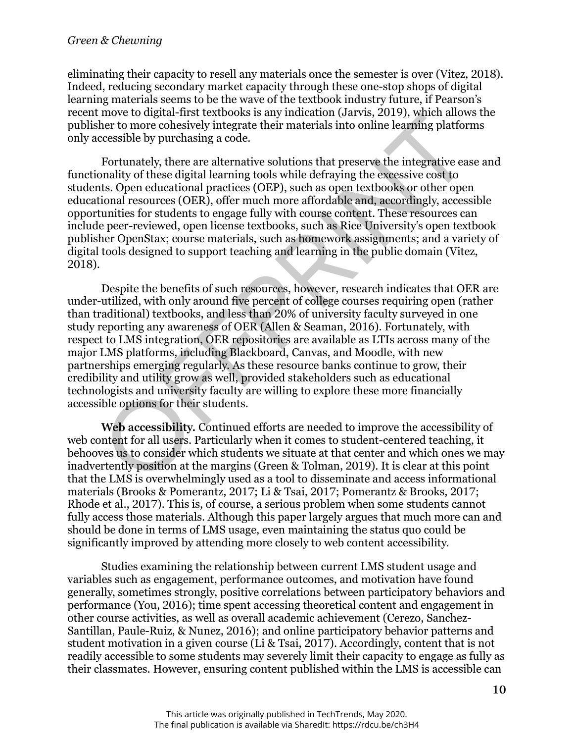eliminating their capacity to resell any materials once the semester is over (Vitez, 2018). Indeed, reducing secondary market capacity through these one-stop shops of digital learning materials seems to be the wave of the textbook industry future, if Pearson's recent move to digital-first textbooks is any indication (Jarvis, 2019), which allows the publisher to more cohesively integrate their materials into online learning platforms only accessible by purchasing a code.

Fortunately, there are alternative solutions that preserve the integrative ease and functionality of these digital learning tools while defraying the excessive cost to students. Open educational practices (OEP), such as open textbooks or other open educational resources (OER), offer much more affordable and, accordingly, accessible opportunities for students to engage fully with course content. These resources can include peer-reviewed, open license textbooks, such as Rice University's open textbook publisher OpenStax; course materials, such as homework assignments; and a variety of digital tools designed to support teaching and learning in the public domain (Vitez, 2018).

Despite the benefits of such resources, however, research indicates that OER are under-utilized, with only around five percent of college courses requiring open (rather than traditional) textbooks, and less than 20% of university faculty surveyed in one study reporting any awareness of OER (Allen & Seaman, 2016). Fortunately, with respect to LMS integration, OER repositories are available as LTIs across many of the major LMS platforms, including Blackboard, Canvas, and Moodle, with new partnerships emerging regularly. As these resource banks continue to grow, their credibility and utility grow as well, provided stakeholders such as educational technologists and university faculty are willing to explore these more financially accessible options for their students.

**Web accessibility.** Continued efforts are needed to improve the accessibility of web content for all users. Particularly when it comes to student-centered teaching, it behooves us to consider which students we situate at that center and which ones we may inadvertently position at the margins (Green & Tolman, 2019). It is clear at this point that the LMS is overwhelmingly used as a tool to disseminate and access informational materials (Brooks & Pomerantz, 2017; Li & Tsai, 2017; Pomerantz & Brooks, 2017; Rhode et al., 2017). This is, of course, a serious problem when some students cannot fully access those materials. Although this paper largely argues that much more can and should be done in terms of LMS usage, even maintaining the status quo could be significantly improved by attending more closely to web content accessibility.

Studies examining the relationship between current LMS student usage and variables such as engagement, performance outcomes, and motivation have found generally, sometimes strongly, positive correlations between participatory behaviors and performance (You, 2016); time spent accessing theoretical content and engagement in other course activities, as well as overall academic achievement (Cerezo, Sanchez-Santillan, Paule-Ruiz, & Nunez, 2016); and online participatory behavior patterns and student motivation in a given course (Li & Tsai, 2017). Accordingly, content that is not readily accessible to some students may severely limit their capacity to engage as fully as their classmates. However, ensuring content published within the LMS is accessible can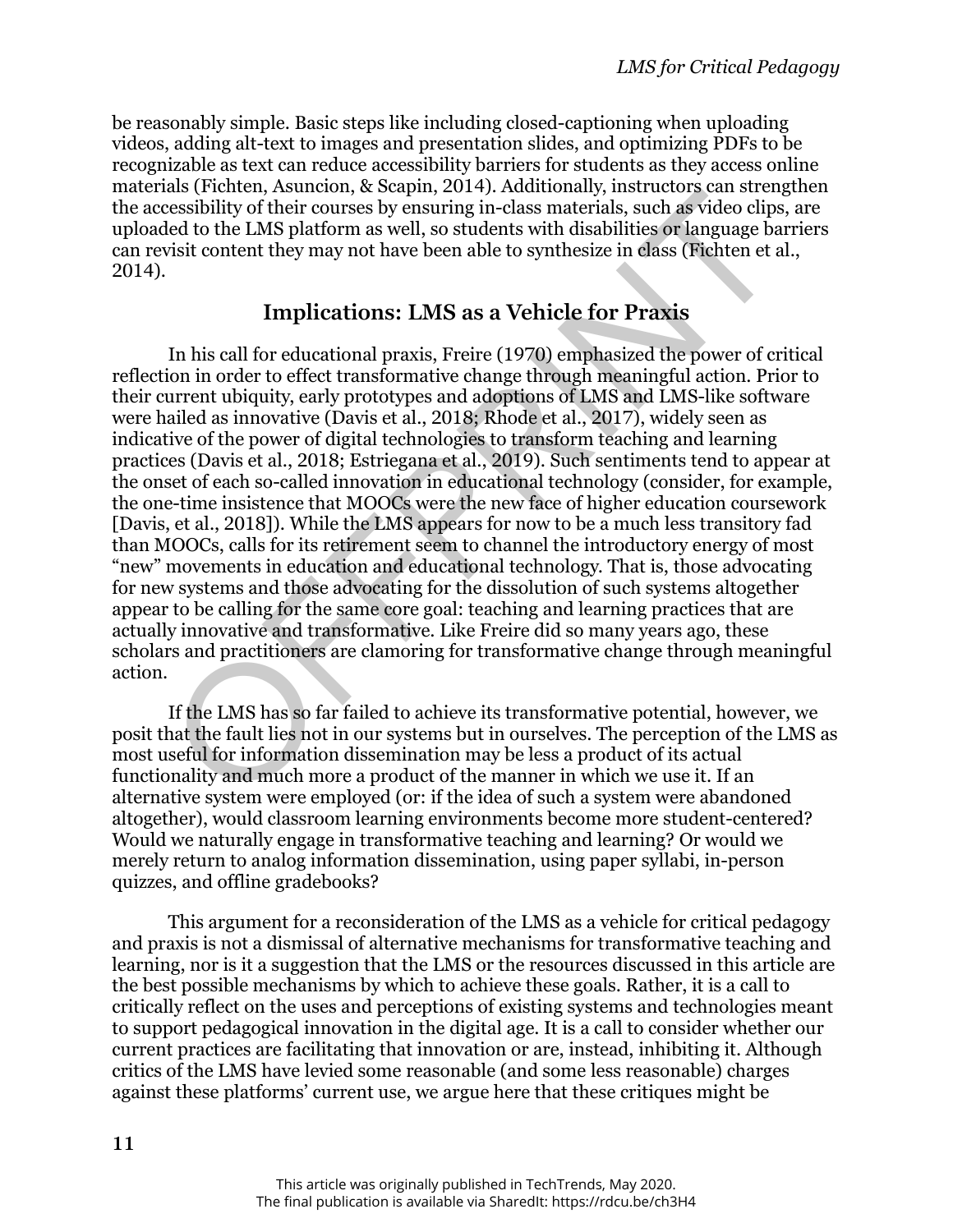be reasonably simple. Basic steps like including closed-captioning when uploading videos, adding alt-text to images and presentation slides, and optimizing PDFs to be recognizable as text can reduce accessibility barriers for students as they access online materials (Fichten, Asuncion, & Scapin, 2014). Additionally, instructors can strengthen the accessibility of their courses by ensuring in-class materials, such as video clips, are uploaded to the LMS platform as well, so students with disabilities or language barriers can revisit content they may not have been able to synthesize in class (Fichten et al., 2014).

## Implications: LMS as a Vehicle for Praxis

In his call for educational praxis, Freire (1970) emphasized the power of critical reflection in order to effect transformative change through meaningful action. Prior to their current ubiquity, early prototypes and adoptions of LMS and LMS-like software were hailed as innovative (Davis et al., 2018; Rhode et al., 2017), widely seen as indicative of the power of digital technologies to transform teaching and learning practices (Davis et al., 2018; Estriegana et al., 2019). Such sentiments tend to appear at the onset of each so-called innovation in educational technology (consider, for example, the one-time insistence that MOOCs were the new face of higher education coursework [Davis, et al., 2018]). While the LMS appears for now to be a much less transitory fad than MOOCs, calls for its retirement seem to channel the introductory energy of most "new" movements in education and educational technology. That is, those advocating for new systems and those advocating for the dissolution of such systems altogether appear to be calling for the same core goal: teaching and learning practices that are actually innovative and transformative. Like Freire did so many years ago, these scholars and practitioners are clamoring for transformative change through meaningful action.

If the LMS has so far failed to achieve its transformative potential, however, we posit that the fault lies not in our systems but in ourselves. The perception of the LMS as most useful for information dissemination may be less a product of its actual functionality and much more a product of the manner in which we use it. If an alternative system were employed (or: if the idea of such a system were abandoned altogether), would classroom learning environments become more student-centered? Would we naturally engage in transformative teaching and learning? Or would we merely return to analog information dissemination, using paper syllabi, in-person quizzes, and offline gradebooks?

This argument for a reconsideration of the LMS as a vehicle for critical pedagogy and praxis is not a dismissal of alternative mechanisms for transformative teaching and learning, nor is it a suggestion that the LMS or the resources discussed in this article are the best possible mechanisms by which to achieve these goals. Rather, it is a call to critically reflect on the uses and perceptions of existing systems and technologies meant to support pedagogical innovation in the digital age. It is a call to consider whether our current practices are facilitating that innovation or are, instead, inhibiting it. Although critics of the LMS have levied some reasonable (and some less reasonable) charges against these platforms' current use, we argue here that these critiques might be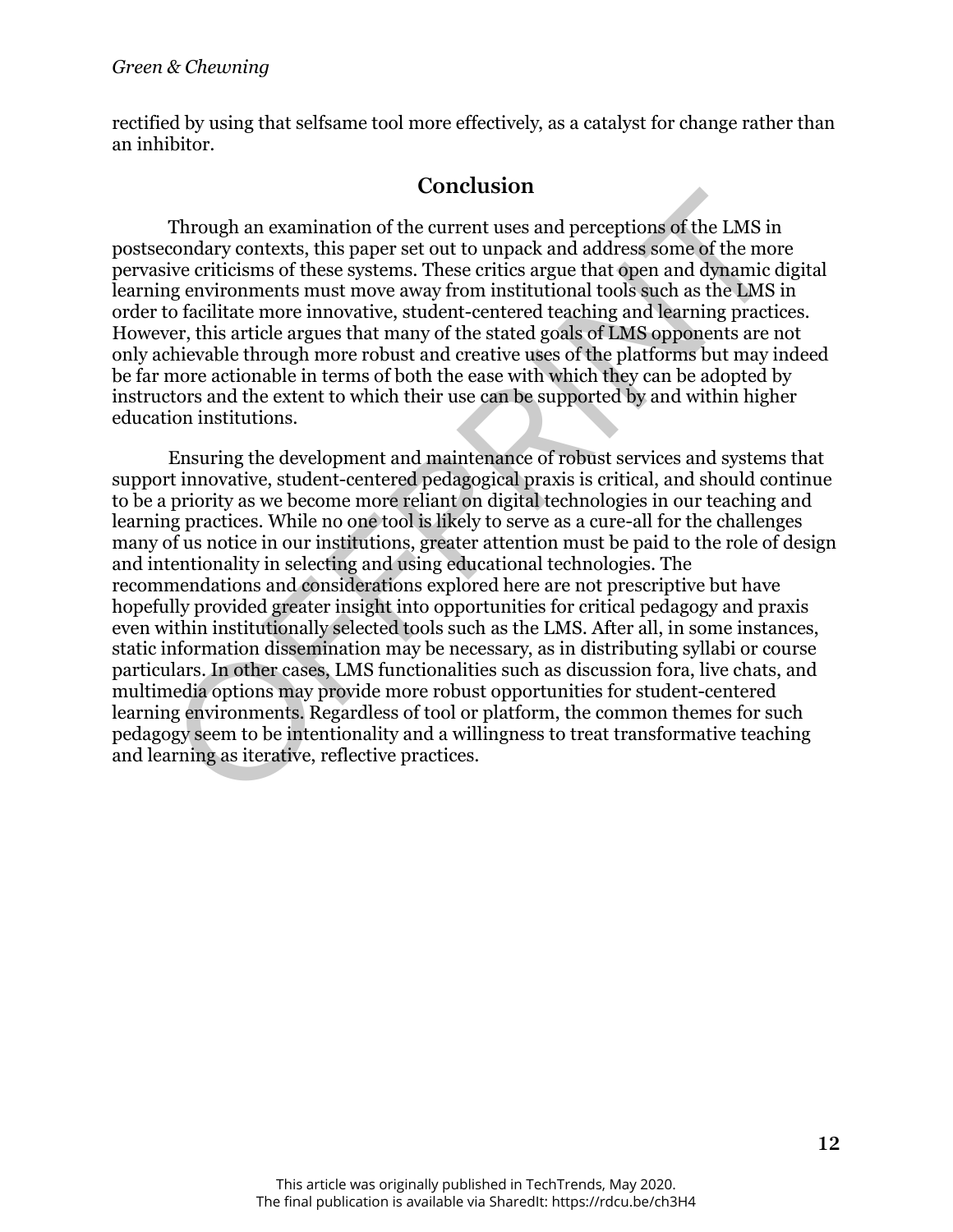rectified by using that selfsame tool more effectively, as a catalyst for change rather than an inhibitor.

## Conclusion

Through an examination of the current uses and perceptions of the LMS in postsecondary contexts, this paper set out to unpack and address some of the more pervasive criticisms of these systems. These critics argue that open and dynamic digital learning environments must move away from institutional tools such as the LMS in order to facilitate more innovative, student-centered teaching and learning practices. However, this article argues that many of the stated goals of LMS opponents are not only achievable through more robust and creative uses of the platforms but may indeed be far more actionable in terms of both the ease with which they can be adopted by instructors and the extent to which their use can be supported by and within higher education institutions.

Ensuring the development and maintenance of robust services and systems that support innovative, student-centered pedagogical praxis is critical, and should continue to be a priority as we become more reliant on digital technologies in our teaching and learning practices. While no one tool is likely to serve as a cure-all for the challenges many of us notice in our institutions, greater attention must be paid to the role of design and intentionality in selecting and using educational technologies. The recommendations and considerations explored here are not prescriptive but have hopefully provided greater insight into opportunities for critical pedagogy and praxis even within institutionally selected tools such as the LMS. After all, in some instances, static information dissemination may be necessary, as in distributing syllabi or course particulars. In other cases, LMS functionalities such as discussion fora, live chats, and multimedia options may provide more robust opportunities for student-centered learning environments. Regardless of tool or platform, the common themes for such pedagogy seem to be intentionality and a willingness to treat transformative teaching and learning as iterative, reflective practices.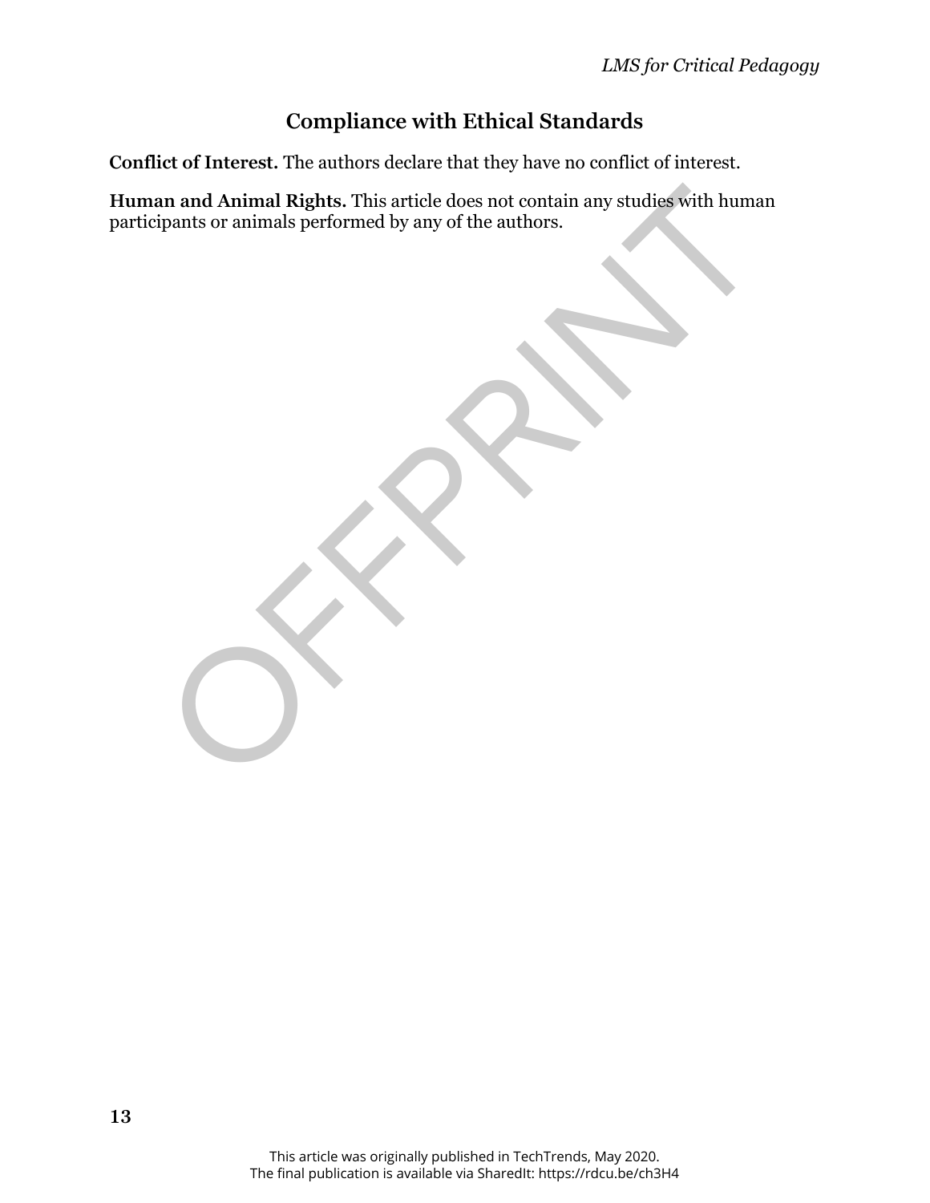## Compliance with Ethical Standards

**Conflict of Interest.** The authors declare that they have no conflict of interest.

**Human and Animal Rights.** This article does not contain any studies with human participants or animals performed by any of the authors.

This article was originally published in TechTrends, May 2020.
The final publication is available via SharedIt: https://rdcu.be/ch3H4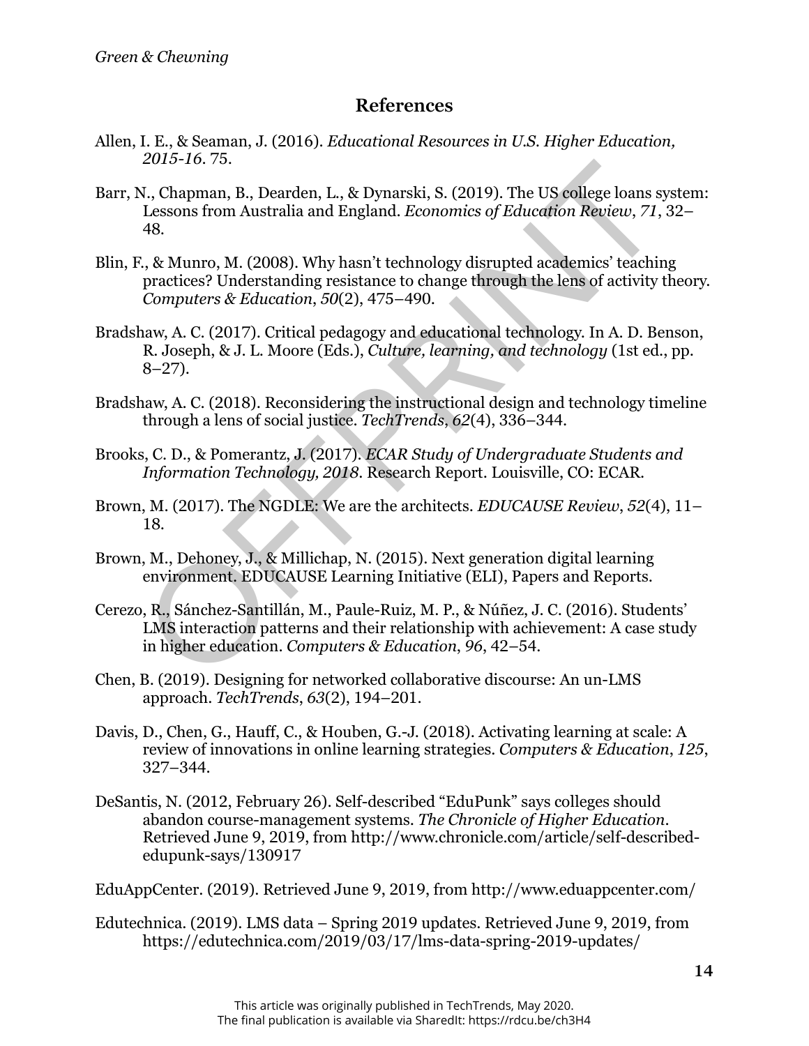## References

Allen, I. E., & Seaman, J. (2016). *Educational Resources in U.S. Higher Education, 2015-16*. 75.

Barr, N., Chapman, B., Dearden, L., & Dynarski, S. (2019). The US college loans system: Lessons from Australia and England. *Economics of Education Review*, *71*, 32–48.

Blin, F., & Munro, M. (2008). Why hasn't technology disrupted academics' teaching practices? Understanding resistance to change through the lens of activity theory. *Computers & Education*, *50*(2), 475–490.

Bradshaw, A. C. (2017). Critical pedagogy and educational technology. In A. D. Benson, R. Joseph, & J. L. Moore (Eds.), *Culture, learning, and technology* (1st ed., pp. 8–27).

Bradshaw, A. C. (2018). Reconsidering the instructional design and technology timeline through a lens of social justice. *TechTrends*, *62*(4), 336–344.

Brooks, C. D., & Pomerantz, J. (2017). *ECAR Study of Undergraduate Students and Information Technology, 2018*. Research Report. Louisville, CO: ECAR.

Brown, M. (2017). The NGDLE: We are the architects. *EDUCAUSE Review*, *52*(4), 11–18.

Brown, M., Dehoney, J., & Millichap, N. (2015). Next generation digital learning environment. EDUCAUSE Learning Initiative (ELI), Papers and Reports.

Cerezo, R., Sánchez-Santillán, M., Paule-Ruiz, M. P., & Núñez, J. C. (2016). Students' LMS interaction patterns and their relationship with achievement: A case study in higher education. *Computers & Education*, *96*, 42–54.

Chen, B. (2019). Designing for networked collaborative discourse: An un-LMS approach. *TechTrends*, *63*(2), 194–201.

Davis, D., Chen, G., Hauff, C., & Houben, G.-J. (2018). Activating learning at scale: A review of innovations in online learning strategies. *Computers & Education*, *125*, 327–344.

DeSantis, N. (2012, February 26). Self-described "EduPunk" says colleges should abandon course-management systems. *The Chronicle of Higher Education*. Retrieved June 9, 2019, from http://www.chronicle.com/article/self-described-edupunk-says/130917

EduAppCenter. (2019). Retrieved June 9, 2019, from http://www.eduappcenter.com/

Edutechnica. (2019). LMS data – Spring 2019 updates. Retrieved June 9, 2019, from https://edutechnica.com/2019/03/17/lms-data-spring-2019-updates/

This article was originally published in TechTrends, May 2020.
The final publication is available via SharedIt: https://rdcu.be/ch3H4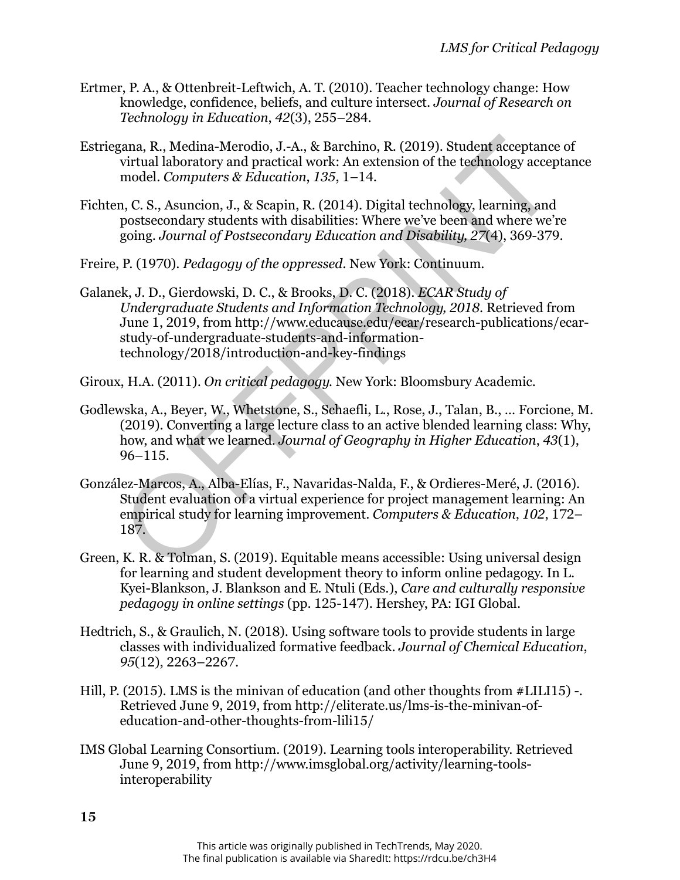Ertmer, P. A., & Ottenbreit-Leftwich, A. T. (2010). Teacher technology change: How knowledge, confidence, beliefs, and culture intersect. *Journal of Research on Technology in Education*, *42*(3), 255–284.

Estriegana, R., Medina-Merodio, J.-A., & Barchino, R. (2019). Student acceptance of virtual laboratory and practical work: An extension of the technology acceptance model. *Computers & Education*, *135*, 1–14.

Fichten, C. S., Asuncion, J., & Scapin, R. (2014). Digital technology, learning, and postsecondary students with disabilities: Where we've been and where we're going. *Journal of Postsecondary Education and Disability, 27*(4), 369-379.

Freire, P. (1970). *Pedagogy of the oppressed*. New York: Continuum.

Galanek, J. D., Gierdowski, D. C., & Brooks, D. C. (2018). *ECAR Study of Undergraduate Students and Information Technology, 2018*. Retrieved from June 1, 2019, from http://www.educause.edu/ecar/research-publications/ecar-study-of-undergraduate-students-and-information-technology/2018/introduction-and-key-findings

Giroux, H.A. (2011). *On critical pedagogy.* New York: Bloomsbury Academic.

Godlewska, A., Beyer, W., Whetstone, S., Schaefli, L., Rose, J., Talan, B., ... Forcione, M. (2019). Converting a large lecture class to an active blended learning class: Why, how, and what we learned. *Journal of Geography in Higher Education*, *43*(1), 96–115.

González-Marcos, A., Alba-Elías, F., Navaridas-Nalda, F., & Ordieres-Meré, J. (2016). Student evaluation of a virtual experience for project management learning: An empirical study for learning improvement. *Computers & Education*, *102*, 172–187.

Green, K. R. & Tolman, S. (2019). Equitable means accessible: Using universal design for learning and student development theory to inform online pedagogy. In L. Kyei-Blankson, J. Blankson and E. Ntuli (Eds.), *Care and culturally responsive pedagogy in online settings* (pp. 125-147). Hershey, PA: IGI Global.

Hedtrich, S., & Graulich, N. (2018). Using software tools to provide students in large classes with individualized formative feedback. *Journal of Chemical Education*, *95*(12), 2263–2267.

Hill, P. (2015). LMS is the minivan of education (and other thoughts from #LILI15) -. Retrieved June 9, 2019, from http://eliterate.us/lms-is-the-minivan-of-education-and-other-thoughts-from-lili15/

IMS Global Learning Consortium. (2019). Learning tools interoperability. Retrieved June 9, 2019, from http://www.imsglobal.org/activity/learning-tools-interoperability

This article was originally published in TechTrends, May 2020.
The final publication is available via SharedIt: https://rdcu.be/ch3H4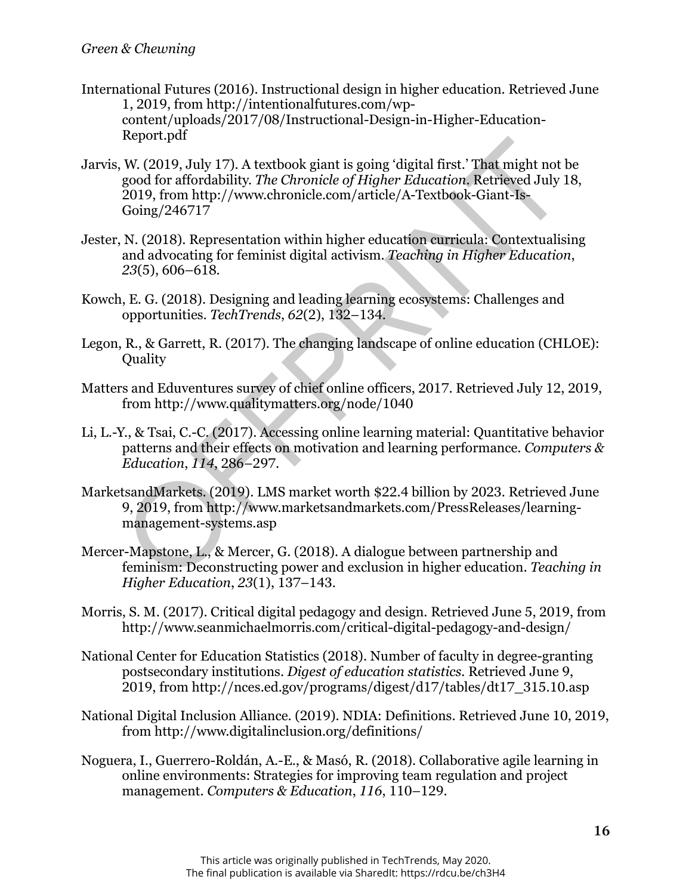International Futures (2016). Instructional design in higher education. Retrieved June 1, 2019, from http://intentionalfutures.com/wp-content/uploads/2017/08/Instructional-Design-in-Higher-Education-Report.pdf

Jarvis, W. (2019, July 17). A textbook giant is going 'digital first.' That might not be good for affordability. *The Chronicle of Higher Education*. Retrieved July 18, 2019, from http://www.chronicle.com/article/A-Textbook-Giant-Is-Going/246717

Jester, N. (2018). Representation within higher education curricula: Contextualising and advocating for feminist digital activism. *Teaching in Higher Education*, *23*(5), 606–618.

Kowch, E. G. (2018). Designing and leading learning ecosystems: Challenges and opportunities. *TechTrends*, *62*(2), 132–134.

Legon, R., & Garrett, R. (2017). The changing landscape of online education (CHLOE): Quality

Matters and Eduventures survey of chief online officers, 2017. Retrieved July 12, 2019, from http://www.qualitymatters.org/node/1040

Li, L.-Y., & Tsai, C.-C. (2017). Accessing online learning material: Quantitative behavior patterns and their effects on motivation and learning performance. *Computers & Education*, *114*, 286–297.

MarketsandMarkets. (2019). LMS market worth $22.4 billion by 2023. Retrieved June 9, 2019, from http://www.marketsandmarkets.com/PressReleases/learning-management-systems.asp

Mercer-Mapstone, L., & Mercer, G. (2018). A dialogue between partnership and feminism: Deconstructing power and exclusion in higher education. *Teaching in Higher Education*, *23*(1), 137–143.

Morris, S. M. (2017). Critical digital pedagogy and design. Retrieved June 5, 2019, from http://www.seanmichaelmorris.com/critical-digital-pedagogy-and-design/

National Center for Education Statistics (2018). Number of faculty in degree-granting postsecondary institutions. *Digest of education statistics*. Retrieved June 9, 2019, from http://nces.ed.gov/programs/digest/d17/tables/dt17_315.10.asp

National Digital Inclusion Alliance. (2019). NDIA: Definitions. Retrieved June 10, 2019, from http://www.digitalinclusion.org/definitions/

Noguera, I., Guerrero-Roldán, A.-E., & Masó, R. (2018). Collaborative agile learning in online environments: Strategies for improving team regulation and project management. *Computers & Education*, *116*, 110–129.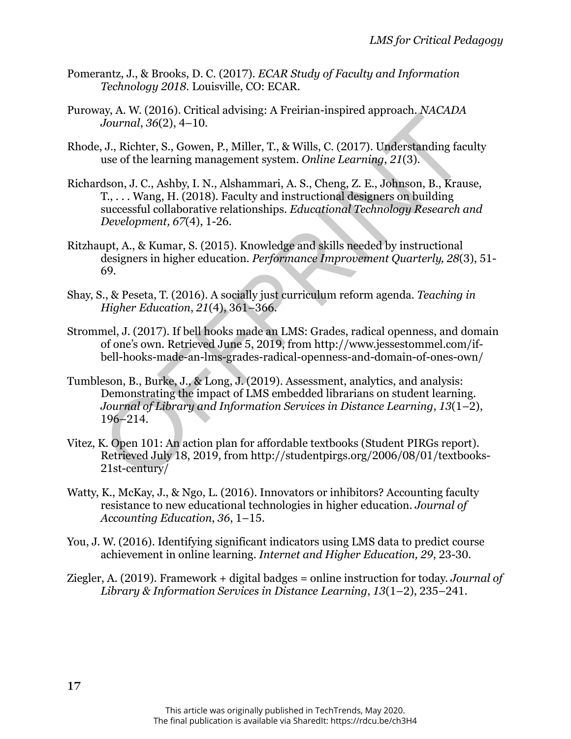Pomerantz, J., & Brooks, D. C. (2017). *ECAR Study of Faculty and Information Technology 2018*. Louisville, CO: ECAR.

Puroway, A. W. (2016). Critical advising: A Freirian-inspired approach. *NACADA Journal*, *36*(2), 4–10.

Rhode, J., Richter, S., Gowen, P., Miller, T., & Wills, C. (2017). Understanding faculty use of the learning management system. *Online Learning*, *21*(3).

Richardson, J. C., Ashby, I. N., Alshammari, A. S., Cheng, Z. E., Johnson, B., Krause, T., . . . Wang, H. (2018). Faculty and instructional designers on building successful collaborative relationships. *Educational Technology Research and Development, 67*(4), 1-26.

Ritzhaupt, A., & Kumar, S. (2015). Knowledge and skills needed by instructional designers in higher education. *Performance Improvement Quarterly, 28*(3), 51-69.

Shay, S., & Peseta, T. (2016). A socially just curriculum reform agenda. *Teaching in Higher Education*, *21*(4), 361–366.

Strommel, J. (2017). If bell hooks made an LMS: Grades, radical openness, and domain of one's own. Retrieved June 5, 2019, from http://www.jessestommel.com/if-bell-hooks-made-an-lms-grades-radical-openness-and-domain-of-ones-own/

Tumbleson, B., Burke, J., & Long, J. (2019). Assessment, analytics, and analysis: Demonstrating the impact of LMS embedded librarians on student learning. *Journal of Library and Information Services in Distance Learning*, *13*(1–2), 196–214.

Vitez, K. Open 101: An action plan for affordable textbooks (Student PIRGs report). Retrieved July 18, 2019, from http://studentpirgs.org/2006/08/01/textbooks-21st-century/

Watty, K., McKay, J., & Ngo, L. (2016). Innovators or inhibitors? Accounting faculty resistance to new educational technologies in higher education. *Journal of Accounting Education*, *36*, 1–15.

You, J. W. (2016). Identifying significant indicators using LMS data to predict course achievement in online learning. *Internet and Higher Education, 29*, 23-30.

Ziegler, A. (2019). Framework + digital badges = online instruction for today. *Journal of Library & Information Services in Distance Learning*, *13*(1–2), 235–241.

This article was originally published in TechTrends, May 2020.
The final publication is available via SharedIt: https://rdcu.be/ch3H4